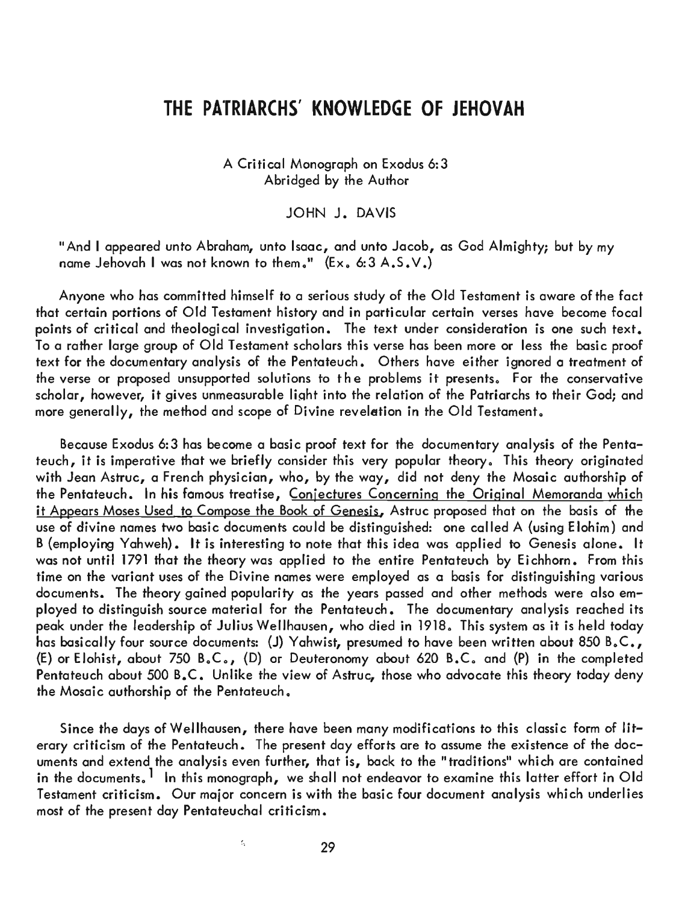# THE PATRIARCHS' KNOWLEDGE OF JEHOVAH

A Critical Monograph on Exodus 6:3
Abridged by the Author

JOHN J. DAVIS

"And I appeared unto Abraham, unto Isaac, and unto Jacob, as God Almighty; but by my name Jehovah I was not known to them." (Ex. 6:3 A.S.V.)

Anyone who has committed himself to a serious study of the Old Testament is aware of the fact that certain portions of Old Testament history and in particular certain verses have become focal points of critical and theological investigation. The text under consideration is one such text. To a rather large group of Old Testament scholars this verse has been more or less the basic proof text for the documentary analysis of the Pentateuch. Others have either ignored a treatment of the verse or proposed unsupported solutions to the problems it presents. For the conservative scholar, however, it gives unmeasurable light into the relation of the Patriarchs to their God; and more generally, the method and scope of Divine revelation in the Old Testament.

Because Exodus 6:3 has become a basic proof text for the documentary analysis of the Pentateuch, it is imperative that we briefly consider this very popular theory. This theory originated with Jean Astruc, a French physician, who, by the way, did not deny the Mosaic authorship of the Pentateuch. In his famous treatise, Conjectures Concerning the Original Memoranda which it Appears Moses Used to Compose the Book of Genesis, Astruc proposed that on the basis of the use of divine names two basic documents could be distinguished: one called A (using Elohim) and B (employing Yahweh). It is interesting to note that this idea was applied to Genesis alone. It was not until 1791 that the theory was applied to the entire Pentateuch by Eichhorn. From this time on the variant uses of the Divine names were employed as a basis for distinguishing various documents. The theory gained popularity as the years passed and other methods were also employed to distinguish source material for the Pentateuch. The documentary analysis reached its peak under the leadership of Julius Wellhausen, who died in 1918. This system as it is held today has basically four source documents: (J) Yahwist, presumed to have been written about 850 B.C., (E) or Elohist, about 750 B.C., (D) or Deuteronomy about 620 B.C. and (P) in the completed Pentateuch about 500 B.C. Unlike the view of Astruc, those who advocate this theory today deny the Mosaic authorship of the Pentateuch.

Since the days of Wellhausen, there have been many modifications to this classic form of literary criticism of the Pentateuch. The present day efforts are to assume the existence of the documents and extend the analysis even further, that is, back to the "traditions" which are contained in the documents.[1] In this monograph, we shall not endeavor to examine this latter effort in Old Testament criticism. Our major concern is with the basic four document analysis which underlies most of the present day Pentateuchal criticism.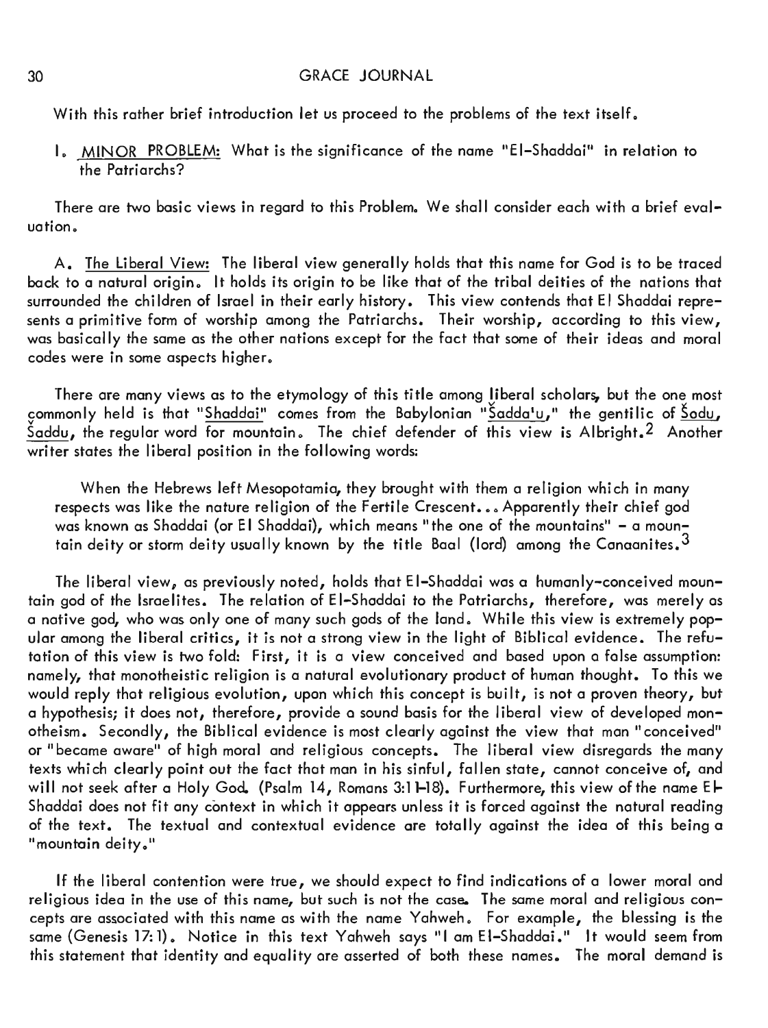With this rather brief introduction let us proceed to the problems of the text itself.

I. MINOR PROBLEM: What is the significance of the name "El-Shaddai" in relation to the Patriarchs?

There are two basic views in regard to this Problem. We shall consider each with a brief evaluation.

A. The Liberal View: The liberal view generally holds that this name for God is to be traced back to a natural origin. It holds its origin to be like that of the tribal deities of the nations that surrounded the children of Israel in their early history. This view contends that El Shaddai represents a primitive form of worship among the Patriarchs. Their worship, according to this view, was basically the same as the other nations except for the fact that some of their ideas and moral codes were in some aspects higher.

There are many views as to the etymology of this title among liberal scholars, but the one most commonly held is that "Shaddai" comes from the Babylonian "Šadda'u," the gentilic of Šodu, Šaddu, the regular word for mountain. The chief defender of this view is Albright.[2] Another writer states the liberal position in the following words:

> When the Hebrews left Mesopotamia, they brought with them a religion which in many respects was like the nature religion of the Fertile Crescent... Apparently their chief god was known as Shaddai (or El Shaddai), which means "the one of the mountains" - a mountain deity or storm deity usually known by the title Baal (lord) among the Canaanites.[3]

The liberal view, as previously noted, holds that El-Shaddai was a humanly-conceived mountain god of the Israelites. The relation of El-Shaddai to the Patriarchs, therefore, was merely as a native god, who was only one of many such gods of the land. While this view is extremely popular among the liberal critics, it is not a strong view in the light of Biblical evidence. The refutation of this view is two fold: First, it is a view conceived and based upon a false assumption: namely, that monotheistic religion is a natural evolutionary product of human thought. To this we would reply that religious evolution, upon which this concept is built, is not a proven theory, but a hypothesis; it does not, therefore, provide a sound basis for the liberal view of developed monotheism. Secondly, the Biblical evidence is most clearly against the view that man "conceived" or "became aware" of high moral and religious concepts. The liberal view disregards the many texts which clearly point out the fact that man in his sinful, fallen state, cannot conceive of, and will not seek after a Holy God. (Psalm 14, Romans 3:11-18). Furthermore, this view of the name El-Shaddai does not fit any context in which it appears unless it is forced against the natural reading of the text. The textual and contextual evidence are totally against the idea of this being a "mountain deity."

If the liberal contention were true, we should expect to find indications of a lower moral and religious idea in the use of this name, but such is not the case. The same moral and religious concepts are associated with this name as with the name Yahweh. For example, the blessing is the same (Genesis 17:1). Notice in this text Yahweh says "I am El-Shaddai." It would seem from this statement that identity and equality are asserted of both these names. The moral demand is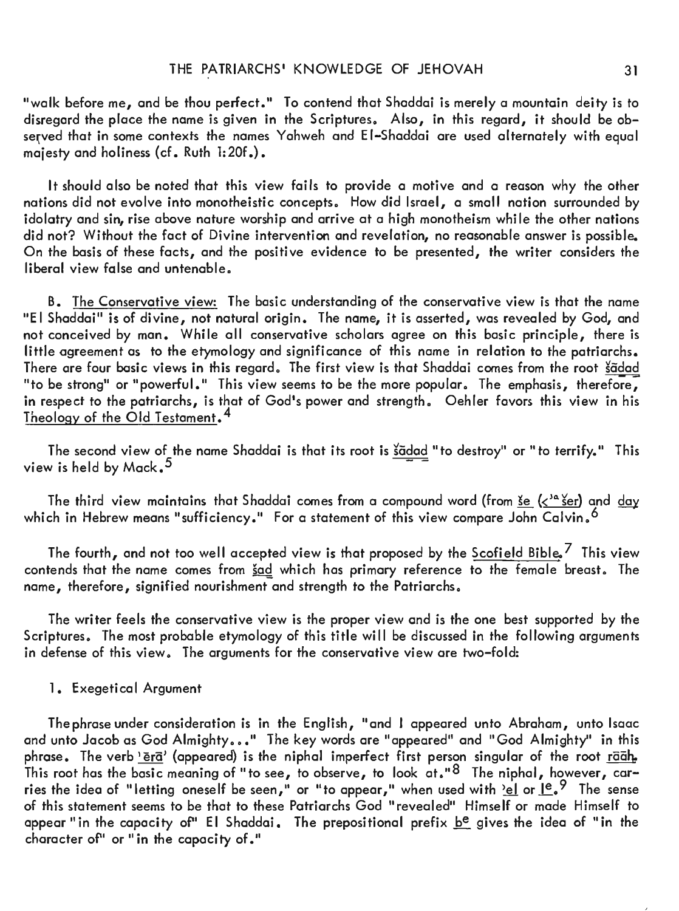"walk before me, and be thou perfect." To contend that Shaddai is merely a mountain deity is to disregard the place the name is given in the Scriptures. Also, in this regard, it should be observed that in some contexts the names Yahweh and El-Shaddai are used alternately with equal majesty and holiness (cf. Ruth 1:20f.).

It should also be noted that this view fails to provide a motive and a reason why the other nations did not evolve into monotheistic concepts. How did Israel, a small nation surrounded by idolatry and sin, rise above nature worship and arrive at a high monotheism while the other nations did not? Without the fact of Divine intervention and revelation, no reasonable answer is possible. On the basis of these facts, and the positive evidence to be presented, the writer considers the liberal view false and untenable.

B. The Conservative view: The basic understanding of the conservative view is that the name "El Shaddai" is of divine, not natural origin. The name, it is asserted, was revealed by God, and not conceived by man. While all conservative scholars agree on this basic principle, there is little agreement as to the etymology and significance of this name in relation to the patriarchs. There are four basic views in this regard. The first view is that Shaddai comes from the root šādad "to be strong" or "powerful." This view seems to be the more popular. The emphasis, therefore, in respect to the patriarchs, is that of God's power and strength. Oehler favors this view in his *Theology of the Old Testament*.[4]

The second view of the name Shaddai is that its root is šādad "to destroy" or "to terrify." This view is held by Mack.[5]

The third view maintains that Shaddai comes from a compound word (from še (<ʾašer) and day which in Hebrew means "sufficiency." For a statement of this view compare John Calvin.[6]

The fourth, and not too well accepted view is that proposed by the Scofield Bible.[7] This view contends that the name comes from šad which has primary reference to the female breast. The name, therefore, signified nourishment and strength to the Patriarchs.

The writer feels the conservative view is the proper view and is the one best supported by the Scriptures. The most probable etymology of this title will be discussed in the following arguments in defense of this view. The arguments for the conservative view are two-fold:

1. Exegetical Argument

The phrase under consideration is in the English, "and I appeared unto Abraham, unto Isaac and unto Jacob as God Almighty..." The key words are "appeared" and "God Almighty" in this phrase. The verb ʾērāʾ (appeared) is the niphal imperfect first person singular of the root rāʾāh. This root has the basic meaning of "to see, to observe, to look at."[8] The niphal, however, carries the idea of "letting oneself be seen," or "to appear," when used with ʾel or le.[9] The sense of this statement seems to be that to these Patriarchs God "revealed" Himself or made Himself to appear "in the capacity of" El Shaddai. The prepositional prefix be gives the idea of "in the character of" or "in the capacity of."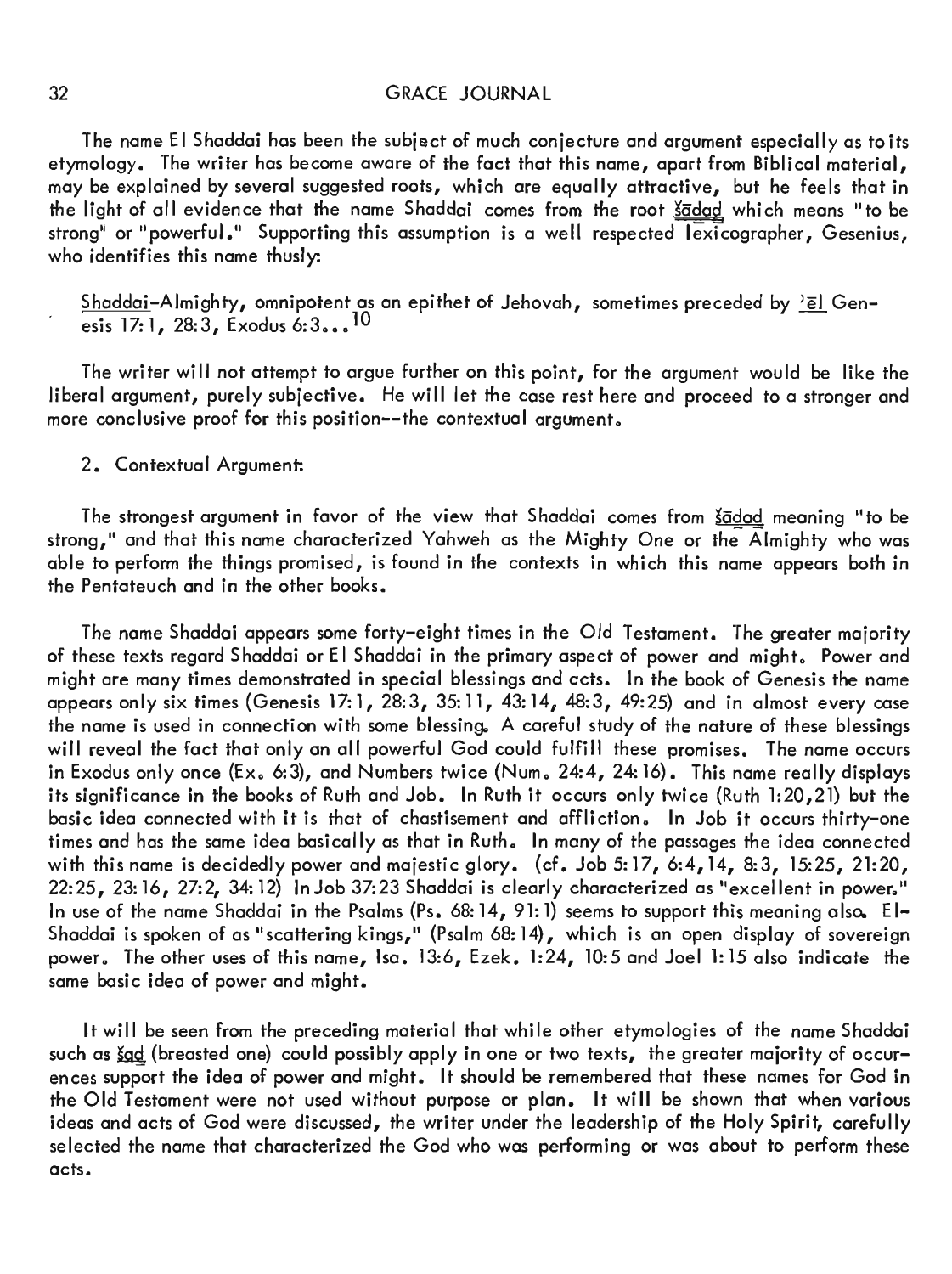The name El Shaddai has been the subject of much conjecture and argument especially as to its etymology. The writer has become aware of the fact that this name, apart from Biblical material, may be explained by several suggested roots, which are equally attractive, but he feels that in the light of all evidence that the name Shaddai comes from the root šādad which means "to be strong" or "powerful." Supporting this assumption is a well respected lexicographer, Gesenius, who identifies this name thusly:

> Shaddai-Almighty, omnipotent as an epithet of Jehovah, sometimes preceded by ʾēl Genesis 17:1, 28:3, Exodus 6:3...[10]

The writer will not attempt to argue further on this point, for the argument would be like the liberal argument, purely subjective. He will let the case rest here and proceed to a stronger and more conclusive proof for this position--the contextual argument.

2. Contextual Argument:

The strongest argument in favor of the view that Shaddai comes from šādad meaning "to be strong," and that this name characterized Yahweh as the Mighty One or the Almighty who was able to perform the things promised, is found in the contexts in which this name appears both in the Pentateuch and in the other books.

The name Shaddai appears some forty-eight times in the Old Testament. The greater majority of these texts regard Shaddai or El Shaddai in the primary aspect of power and might. Power and might are many times demonstrated in special blessings and acts. In the book of Genesis the name appears only six times (Genesis 17:1, 28:3, 35:11, 43:14, 48:3, 49:25) and in almost every case the name is used in connection with some blessing. A careful study of the nature of these blessings will reveal the fact that only an all powerful God could fulfill these promises. The name occurs in Exodus only once (Ex. 6:3), and Numbers twice (Num. 24:4, 24:16). This name really displays its significance in the books of Ruth and Job. In Ruth it occurs only twice (Ruth 1:20,21) but the basic idea connected with it is that of chastisement and affliction. In Job it occurs thirty-one times and has the same idea basically as that in Ruth. In many of the passages the idea connected with this name is decidedly power and majestic glory. (cf. Job 5:17, 6:4,14, 8:3, 15:25, 21:20, 22:25, 23:16, 27:2, 34:12) In Job 37:23 Shaddai is clearly characterized as "excellent in power." In use of the name Shaddai in the Psalms (Ps. 68:14, 91:1) seems to support this meaning also. El-Shaddai is spoken of as "scattering kings," (Psalm 68:14), which is an open display of sovereign power. The other uses of this name, Isa. 13:6, Ezek. 1:24, 10:5 and Joel 1:15 also indicate the same basic idea of power and might.

It will be seen from the preceding material that while other etymologies of the name Shaddai such as šad (breasted one) could possibly apply in one or two texts, the greater majority of occurences support the idea of power and might. It should be remembered that these names for God in the Old Testament were not used without purpose or plan. It will be shown that when various ideas and acts of God were discussed, the writer under the leadership of the Holy Spirit, carefully selected the name that characterized the God who was performing or was about to perform these acts.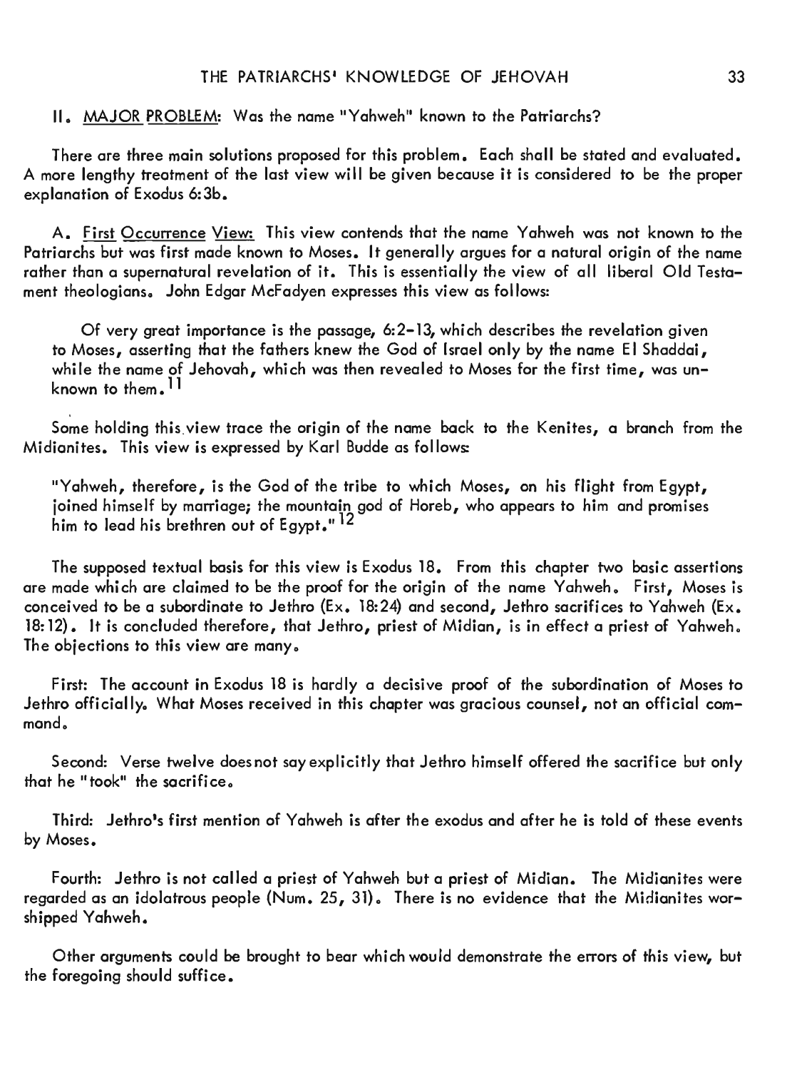## II. MAJOR PROBLEM: Was the name "Yahweh" known to the Patriarchs?

There are three main solutions proposed for this problem. Each shall be stated and evaluated. A more lengthy treatment of the last view will be given because it is considered to be the proper explanation of Exodus 6:3b.

A. First Occurrence View: This view contends that the name Yahweh was not known to the Patriarchs but was first made known to Moses. It generally argues for a natural origin of the name rather than a supernatural revelation of it. This is essentially the view of all liberal Old Testament theologians. John Edgar McFadyen expresses this view as follows:

> Of very great importance is the passage, 6:2-13, which describes the revelation given to Moses, asserting that the fathers knew the God of Israel only by the name El Shaddai, while the name of Jehovah, which was then revealed to Moses for the first time, was unknown to them.[11]

Some holding this view trace the origin of the name back to the Kenites, a branch from the Midianites. This view is expressed by Karl Budde as follows:

> "Yahweh, therefore, is the God of the tribe to which Moses, on his flight from Egypt, joined himself by marriage; the mountain god of Horeb, who appears to him and promises him to lead his brethren out of Egypt."[12]

The supposed textual basis for this view is Exodus 18. From this chapter two basic assertions are made which are claimed to be the proof for the origin of the name Yahweh. First, Moses is conceived to be a subordinate to Jethro (Ex. 18:24) and second, Jethro sacrifices to Yahweh (Ex. 18:12). It is concluded therefore, that Jethro, priest of Midian, is in effect a priest of Yahweh. The objections to this view are many.

First: The account in Exodus 18 is hardly a decisive proof of the subordination of Moses to Jethro officially. What Moses received in this chapter was gracious counsel, not an official command.

Second: Verse twelve does not say explicitly that Jethro himself offered the sacrifice but only that he "took" the sacrifice.

Third: Jethro's first mention of Yahweh is after the exodus and after he is told of these events by Moses.

Fourth: Jethro is not called a priest of Yahweh but a priest of Midian. The Midianites were regarded as an idolatrous people (Num. 25, 31). There is no evidence that the Midianites worshipped Yahweh.

Other arguments could be brought to bear which would demonstrate the errors of this view, but the foregoing should suffice.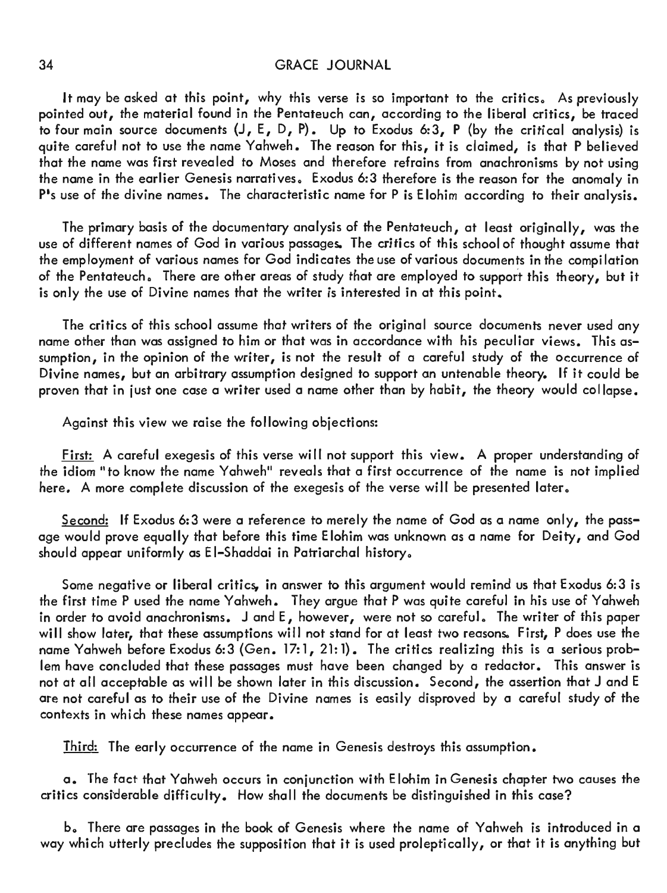It may be asked at this point, why this verse is so important to the critics. As previously pointed out, the material found in the Pentateuch can, according to the liberal critics, be traced to four main source documents (J, E, D, P). Up to Exodus 6:3, P (by the critical analysis) is quite careful not to use the name Yahweh. The reason for this, it is claimed, is that P believed that the name was first revealed to Moses and therefore refrains from anachronisms by not using the name in the earlier Genesis narratives. Exodus 6:3 therefore is the reason for the anomaly in P's use of the divine names. The characteristic name for P is Elohim according to their analysis.

The primary basis of the documentary analysis of the Pentateuch, at least originally, was the use of different names of God in various passages. The critics of this school of thought assume that the employment of various names for God indicates the use of various documents in the compilation of the Pentateuch. There are other areas of study that are employed to support this theory, but it is only the use of Divine names that the writer is interested in at this point.

The critics of this school assume that writers of the original source documents never used any name other than was assigned to him or that was in accordance with his peculiar views. This assumption, in the opinion of the writer, is not the result of a careful study of the occurrence of Divine names, but an arbitrary assumption designed to support an untenable theory. If it could be proven that in just one case a writer used a name other than by habit, the theory would collapse.

Against this view we raise the following objections:

<u>First:</u> A careful exegesis of this verse will not support this view. A proper understanding of the idiom "to know the name Yahweh" reveals that a first occurrence of the name is not implied here. A more complete discussion of the exegesis of the verse will be presented later.

<u>Second:</u> If Exodus 6:3 were a reference to merely the name of God as a name only, the passage would prove equally that before this time Elohim was unknown as a name for Deity, and God should appear uniformly as El-Shaddai in Patriarchal history.

Some negative or liberal critics, in answer to this argument would remind us that Exodus 6:3 is the first time P used the name Yahweh. They argue that P was quite careful in his use of Yahweh in order to avoid anachronisms. J and E, however, were not so careful. The writer of this paper will show later, that these assumptions will not stand for at least two reasons. First, P does use the name Yahweh before Exodus 6:3 (Gen. 17:1, 21:1). The critics realizing this is a serious problem have concluded that these passages must have been changed by a redactor. This answer is not at all acceptable as will be shown later in this discussion. Second, the assertion that J and E are not careful as to their use of the Divine names is easily disproved by a careful study of the contexts in which these names appear.

<u>Third:</u> The early occurrence of the name in Genesis destroys this assumption.

a. The fact that Yahweh occurs in conjunction with Elohim in Genesis chapter two causes the critics considerable difficulty. How shall the documents be distinguished in this case?

b. There are passages in the book of Genesis where the name of Yahweh is introduced in a way which utterly precludes the supposition that it is used proleptically, or that it is anything but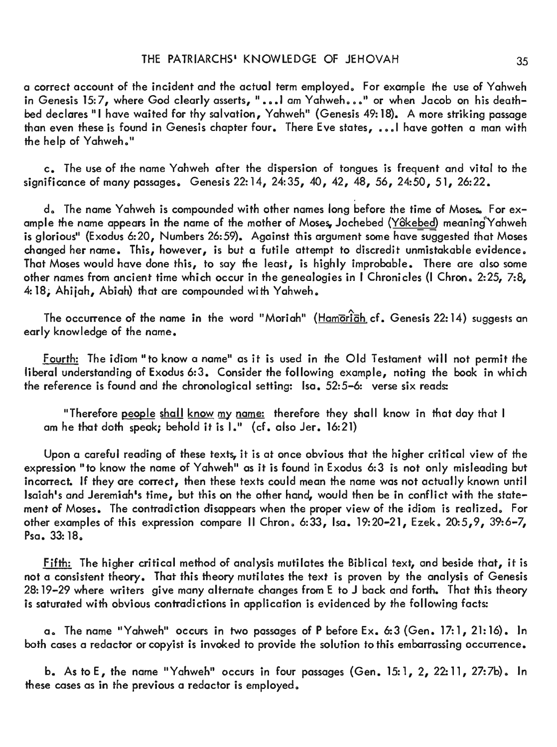a correct account of the incident and the actual term employed. For example the use of Yahweh in Genesis 15:7, where God clearly asserts, "...I am Yahweh..." or when Jacob on his death-bed declares "I have waited for thy salvation, Yahweh" (Genesis 49:18). A more striking passage than even these is found in Genesis chapter four. There Eve states, ...I have gotten a man with the help of Yahweh."

c. The use of the name Yahweh after the dispersion of tongues is frequent and vital to the significance of many passages. Genesis 22:14, 24:35, 40, 42, 48, 56, 24:50, 51, 26:22.

d. The name Yahweh is compounded with other names long before the time of Moses. For example the name appears in the name of the mother of Moses, Jochebed (<u>Yôkebed</u>) meaning "Yahweh is glorious" (Exodus 6:20, Numbers 26:59). Against this argument some have suggested that Moses changed her name. This, however, is but a futile attempt to discredit unmistakable evidence. That Moses would have done this, to say the least, is highly improbable. There are also some other names from ancient time which occur in the genealogies in I Chronicles (I Chron. 2:25, 7:8, 4:18; Ahijah, Abiah) that are compounded with Yahweh.

The occurrence of the name in the word "Moriah" (<u>Hamōrîāh</u> cf. Genesis 22:14) suggests an early knowledge of the name.

<u>Fourth:</u> The idiom "to know a name" as it is used in the Old Testament will not permit the liberal understanding of Exodus 6:3. Consider the following example, noting the book in which the reference is found and the chronological setting: Isa. 52:5-6: verse six reads:

> "Therefore <u>people shall know my name:</u> therefore they shall know in that day that I am he that doth speak; behold it is I." (cf. also Jer. 16:21)

Upon a careful reading of these texts, it is at once obvious that the higher critical view of the expression "to know the name of Yahweh" as it is found in Exodus 6:3 is not only misleading but incorrect. If they are correct, then these texts could mean the name was not actually known until Isaiah's and Jeremiah's time, but this on the other hand, would then be in conflict with the statement of Moses. The contradiction disappears when the proper view of the idiom is realized. For other examples of this expression compare II Chron. 6:33, Isa. 19:20-21, Ezek. 20:5,9, 39:6-7, Psa. 33:18.

<u>Fifth:</u> The higher critical method of analysis mutilates the Biblical text, and beside that, it is not a consistent theory. That this theory mutilates the text is proven by the analysis of Genesis 28:19-29 where writers give many alternate changes from E to J back and forth. That this theory is saturated with obvious contradictions in application is evidenced by the following facts:

a. The name "Yahweh" occurs in two passages of P before Ex. 6:3 (Gen. 17:1, 21:16). In both cases a redactor or copyist is invoked to provide the solution to this embarrassing occurrence.

b. As to E, the name "Yahweh" occurs in four passages (Gen. 15:1, 2, 22:11, 27:7b). In these cases as in the previous a redactor is employed.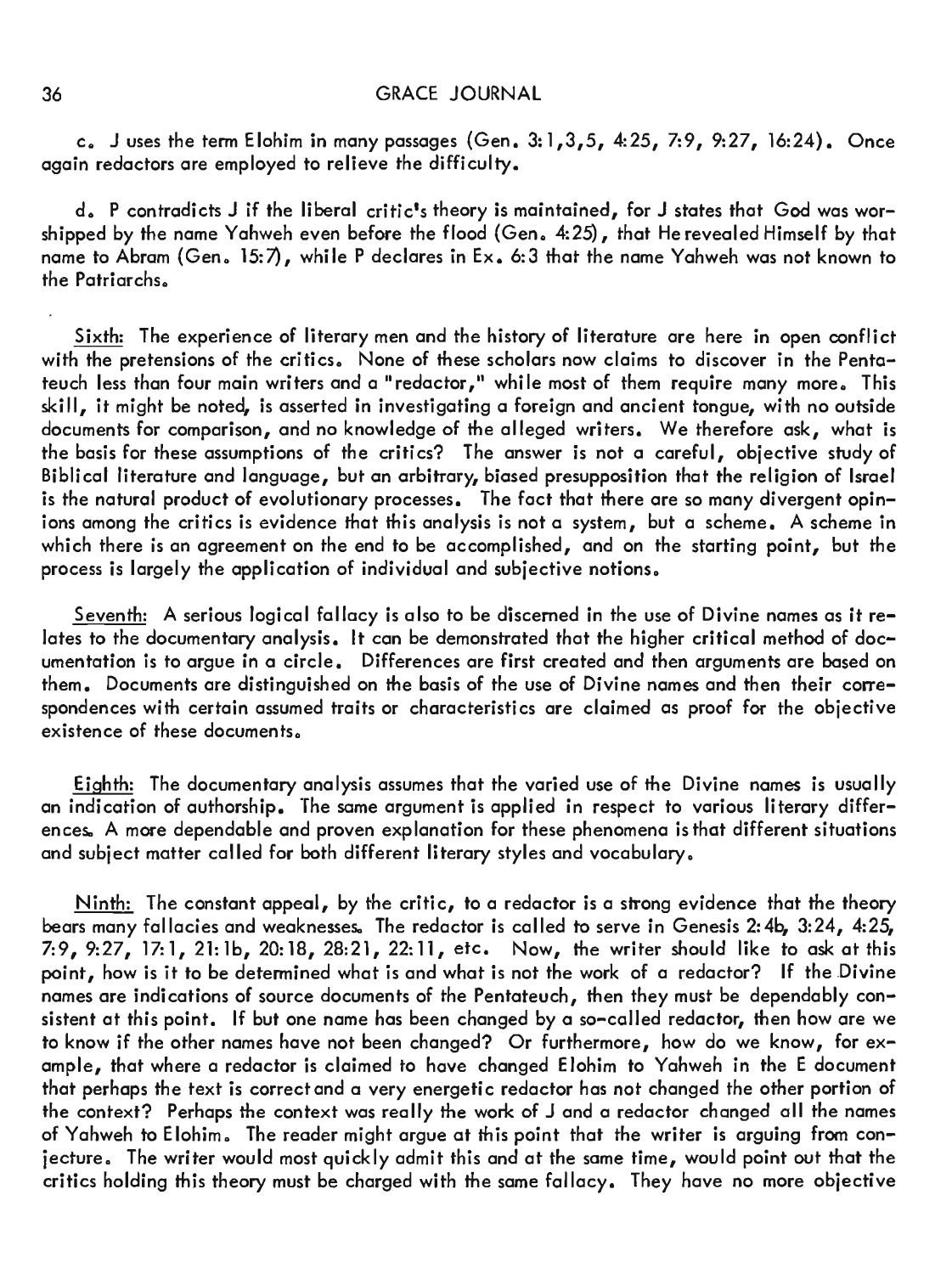c. J uses the term Elohim in many passages (Gen. 3:1,3,5, 4:25, 7:9, 9:27, 16:24). Once again redactors are employed to relieve the difficulty.

d. P contradicts J if the liberal critic's theory is maintained, for J states that God was worshipped by the name Yahweh even before the flood (Gen. 4:25), that He revealed Himself by that name to Abram (Gen. 15:7), while P declares in Ex. 6:3 that the name Yahweh was not known to the Patriarchs.

Sixth: The experience of literary men and the history of literature are here in open conflict with the pretensions of the critics. None of these scholars now claims to discover in the Pentateuch less than four main writers and a "redactor," while most of them require many more. This skill, it might be noted, is asserted in investigating a foreign and ancient tongue, with no outside documents for comparison, and no knowledge of the alleged writers. We therefore ask, what is the basis for these assumptions of the critics? The answer is not a careful, objective study of Biblical literature and language, but an arbitrary, biased presupposition that the religion of Israel is the natural product of evolutionary processes. The fact that there are so many divergent opinions among the critics is evidence that this analysis is not a system, but a scheme. A scheme in which there is an agreement on the end to be accomplished, and on the starting point, but the process is largely the application of individual and subjective notions.

Seventh: A serious logical fallacy is also to be discerned in the use of Divine names as it relates to the documentary analysis. It can be demonstrated that the higher critical method of documentation is to argue in a circle. Differences are first created and then arguments are based on them. Documents are distinguished on the basis of the use of Divine names and then their correspondences with certain assumed traits or characteristics are claimed as proof for the objective existence of these documents.

Eighth: The documentary analysis assumes that the varied use of the Divine names is usually an indication of authorship. The same argument is applied in respect to various literary differences. A more dependable and proven explanation for these phenomena is that different situations and subject matter called for both different literary styles and vocabulary.

Ninth: The constant appeal, by the critic, to a redactor is a strong evidence that the theory bears many fallacies and weaknesses. The redactor is called to serve in Genesis 2:4b, 3:24, 4:25, 7:9, 9:27, 17:1, 21:1b, 20:18, 28:21, 22:11, etc. Now, the writer should like to ask at this point, how is it to be determined what is and what is not the work of a redactor? If the Divine names are indications of source documents of the Pentateuch, then they must be dependably consistent at this point. If but one name has been changed by a so-called redactor, then how are we to know if the other names have not been changed? Or furthermore, how do we know, for example, that where a redactor is claimed to have changed Elohim to Yahweh in the E document that perhaps the text is correct and a very energetic redactor has not changed the other portion of the context? Perhaps the context was really the work of J and a redactor changed all the names of Yahweh to Elohim. The reader might argue at this point that the writer is arguing from conjecture. The writer would most quickly admit this and at the same time, would point out that the critics holding this theory must be charged with the same fallacy. They have no more objective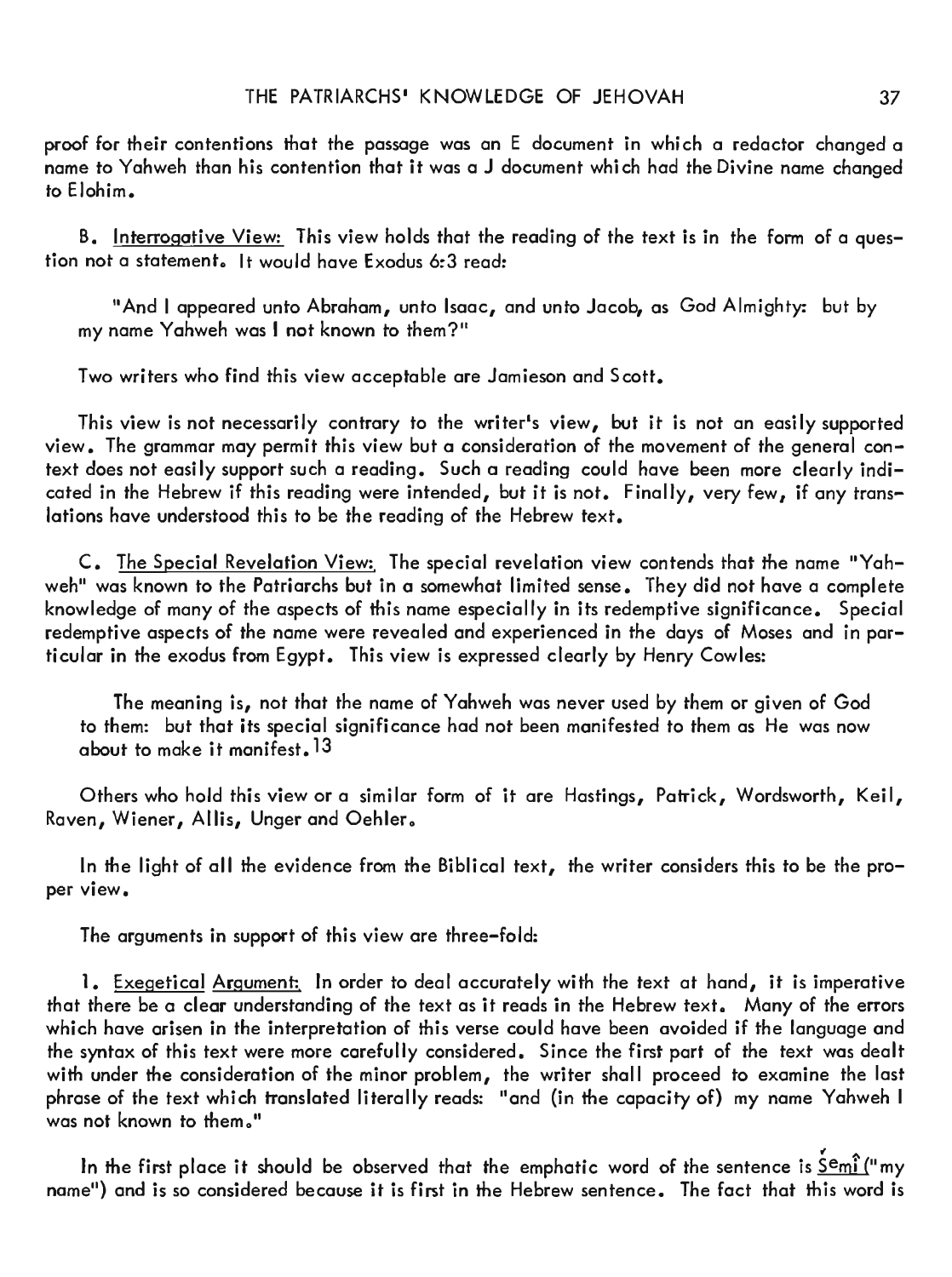proof for their contentions that the passage was an E document in which a redactor changed a name to Yahweh than his contention that it was a J document which had the Divine name changed to Elohim.

B. <u>Interrogative View:</u> This view holds that the reading of the text is in the form of a question not a statement. It would have Exodus 6:3 read:

> "And I appeared unto Abraham, unto Isaac, and unto Jacob, as God Almighty: but by my name Yahweh was I not known to them?"

Two writers who find this view acceptable are Jamieson and Scott.

This view is not necessarily contrary to the writer's view, but it is not an easily supported view. The grammar may permit this view but a consideration of the movement of the general context does not easily support such a reading. Such a reading could have been more clearly indicated in the Hebrew if this reading were intended, but it is not. Finally, very few, if any translations have understood this to be the reading of the Hebrew text.

C. <u>The Special Revelation View:</u> The special revelation view contends that the name "Yahweh" was known to the Patriarchs but in a somewhat limited sense. They did not have a complete knowledge of many of the aspects of this name especially in its redemptive significance. Special redemptive aspects of the name were revealed and experienced in the days of Moses and in particular in the exodus from Egypt. This view is expressed clearly by Henry Cowles:

> The meaning is, not that the name of Yahweh was never used by them or given of God to them: but that its special significance had not been manifested to them as He was now about to make it manifest.[13]

Others who hold this view or a similar form of it are Hastings, Patrick, Wordsworth, Keil, Raven, Wiener, Allis, Unger and Oehler.

In the light of all the evidence from the Biblical text, the writer considers this to be the proper view.

The arguments in support of this view are three-fold:

1. <u>Exegetical Argument:</u> In order to deal accurately with the text at hand, it is imperative that there be a clear understanding of the text as it reads in the Hebrew text. Many of the errors which have arisen in the interpretation of this verse could have been avoided if the language and the syntax of this text were more carefully considered. Since the first part of the text was dealt with under the consideration of the minor problem, the writer shall proceed to examine the last phrase of the text which translated literally reads: "and (in the capacity of) my name Yahweh I was not known to them."

In the first place it should be observed that the emphatic word of the sentence is <u>šemî</u> ("my name") and is so considered because it is first in the Hebrew sentence. The fact that this word is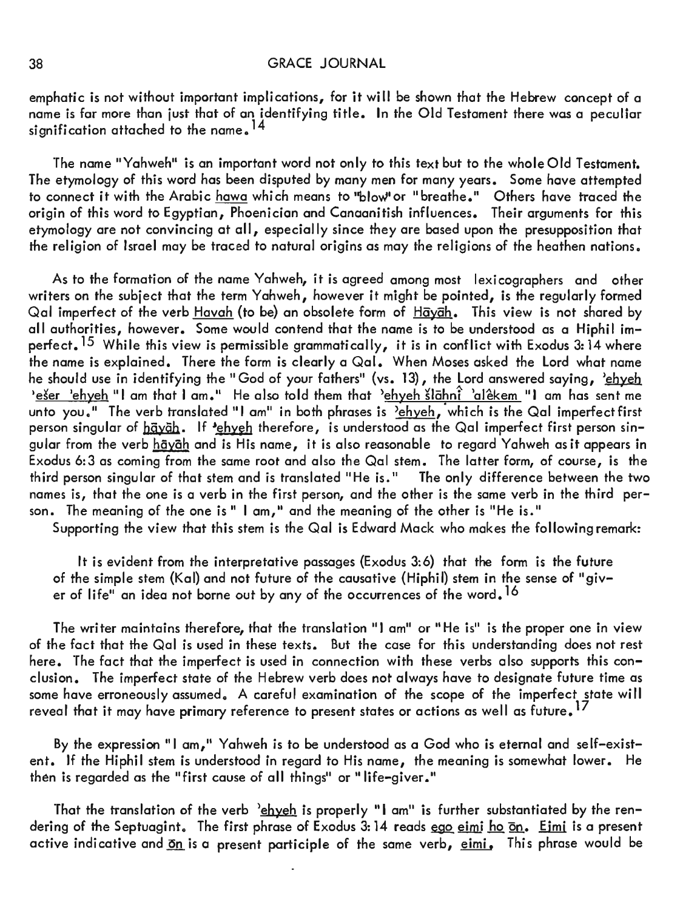emphatic is not without important implications, for it will be shown that the Hebrew concept of a name is far more than just that of an identifying title. In the Old Testament there was a peculiar signification attached to the name.[14]

The name "Yahweh" is an important word not only to this text but to the whole Old Testament. The etymology of this word has been disputed by many men for many years. Some have attempted to connect it with the Arabic hawa which means to "blow" or "breathe." Others have traced the origin of this word to Egyptian, Phoenician and Canaanitish influences. Their arguments for this etymology are not convincing at all, especially since they are based upon the presupposition that the religion of Israel may be traced to natural origins as may the religions of the heathen nations.

As to the formation of the name Yahweh, it is agreed among most lexicographers and other writers on the subject that the term Yahweh, however it might be pointed, is the regularly formed Qal imperfect of the verb Havah (to be) an obsolete form of Hāyāh. This view is not shared by all authorities, however. Some would contend that the name is to be understood as a Hiphil imperfect.[15] While this view is permissible grammatically, it is in conflict with Exodus 3:14 where the name is explained. There the form is clearly a Qal. When Moses asked the Lord what name he should use in identifying the "God of your fathers" (vs. 13), the Lord answered saying, ʾehyeh ʾešer ʾehyeh "I am that I am." He also told them that ʾehyeh šlāhnî ʿalêkem "I am has sent me unto you." The verb translated "I am" in both phrases is ʾehyeh, which is the Qal imperfect first person singular of hāyāh. If ʾehyeh therefore, is understood as the Qal imperfect first person singular from the verb hāyāh and is His name, it is also reasonable to regard Yahweh as it appears in Exodus 6:3 as coming from the same root and also the Qal stem. The latter form, of course, is the third person singular of that stem and is translated "He is." The only difference between the two names is, that the one is a verb in the first person, and the other is the same verb in the third person. The meaning of the one is "I am," and the meaning of the other is "He is."

Supporting the view that this stem is the Qal is Edward Mack who makes the following remark:

> It is evident from the interpretative passages (Exodus 3:6) that the form is the future of the simple stem (Kal) and not future of the causative (Hiphil) stem in the sense of "giver of life" an idea not borne out by any of the occurrences of the word.[16]

The writer maintains therefore, that the translation "I am" or "He is" is the proper one in view of the fact that the Qal is used in these texts. But the case for this understanding does not rest here. The fact that the imperfect is used in connection with these verbs also supports this conclusion. The imperfect state of the Hebrew verb does not always have to designate future time as some have erroneously assumed. A careful examination of the scope of the imperfect state will reveal that it may have primary reference to present states or actions as well as future.[17]

By the expression "I am," Yahweh is to be understood as a God who is eternal and self-existent. If the Hiphil stem is understood in regard to His name, the meaning is somewhat lower. He then is regarded as the "first cause of all things" or "life-giver."

That the translation of the verb ʾehyeh is properly "I am" is further substantiated by the rendering of the Septuagint. The first phrase of Exodus 3:14 reads ego eimi ho ōn. Eimi is a present active indicative and ōn is a present participle of the same verb, eimi. This phrase would be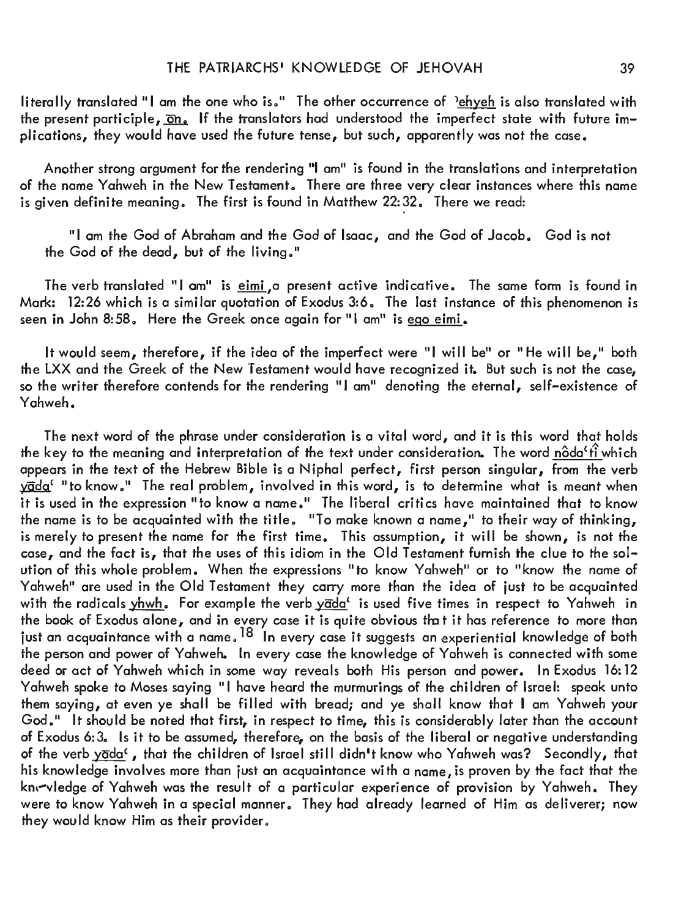literally translated "I am the one who is." The other occurrence of *'ehyeh* is also translated with the present participle, *ōn*. If the translators had understood the imperfect state with future implications, they would have used the future tense, but such, apparently was not the case.

Another strong argument for the rendering "I am" is found in the translations and interpretation of the name Yahweh in the New Testament. There are three very clear instances where this name is given definite meaning. The first is found in Matthew 22:32. There we read:

> "I am the God of Abraham and the God of Isaac, and the God of Jacob. God is not the God of the dead, but of the living."

The verb translated "I am" is *eimi*, a present active indicative. The same form is found in Mark: 12:26 which is a similar quotation of Exodus 3:6. The last instance of this phenomenon is seen in John 8:58. Here the Greek once again for "I am" is *ego eimi*.

It would seem, therefore, if the idea of the imperfect were "I will be" or "He will be," both the LXX and the Greek of the New Testament would have recognized it. But such is not the case, so the writer therefore contends for the rendering "I am" denoting the eternal, self-existence of Yahweh.

The next word of the phrase under consideration is a vital word, and it is this word that holds the key to the meaning and interpretation of the text under consideration. The word *nôda'tî* which appears in the text of the Hebrew Bible is a Niphal perfect, first person singular, from the verb *yāda'* "to know." The real problem, involved in this word, is to determine what is meant when it is used in the expression "to know a name." The liberal critics have maintained that to know the name is to be acquainted with the title. "To make known a name," to their way of thinking, is merely to present the name for the first time. This assumption, it will be shown, is not the case, and the fact is, that the uses of this idiom in the Old Testament furnish the clue to the solution of this whole problem. When the expressions "to know Yahweh" or to "know the name of Yahweh" are used in the Old Testament they carry more than the idea of just to be acquainted with the radicals *yhwh*. For example the verb *yāda'* is used five times in respect to Yahweh in the book of Exodus alone, and in every case it is quite obvious that it has reference to more than just an acquaintance with a name.[18] In every case it suggests an experiential knowledge of both the person and power of Yahweh. In every case the knowledge of Yahweh is connected with some deed or act of Yahweh which in some way reveals both His person and power. In Exodus 16:12 Yahweh spoke to Moses saying "I have heard the murmurings of the children of Israel: speak unto them saying, at even ye shall be filled with bread; and ye shall know that I am Yahweh your God." It should be noted that first, in respect to time, this is considerably later than the account of Exodus 6:3. Is it to be assumed, therefore, on the basis of the liberal or negative understanding of the verb *yāda'*, that the children of Israel still didn't know who Yahweh was? Secondly, that his knowledge involves more than just an acquaintance with a name, is proven by the fact that the knowledge of Yahweh was the result of a particular experience of provision by Yahweh. They were to know Yahweh in a special manner. They had already learned of Him as deliverer; now they would know Him as their provider.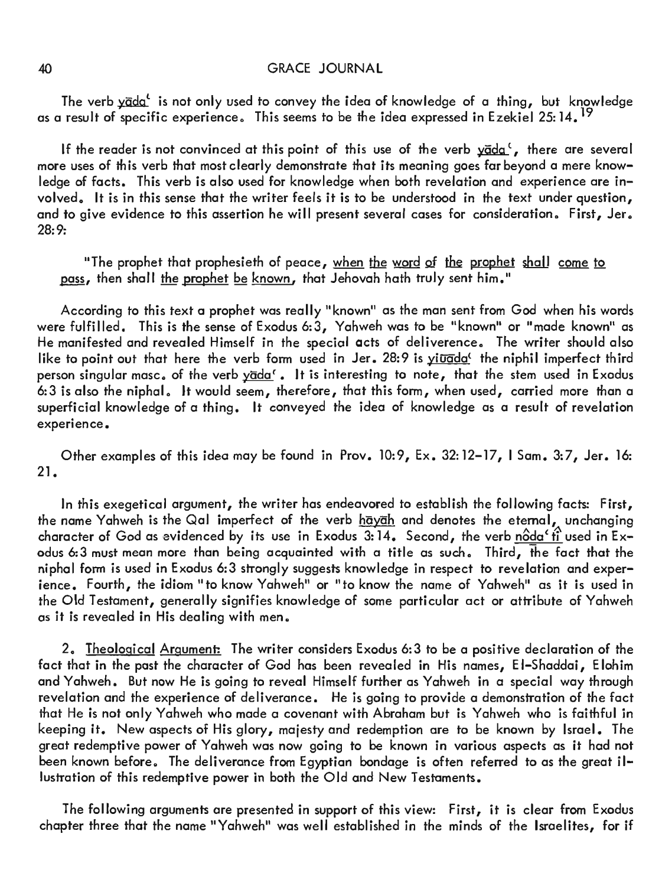The verb yāda' is not only used to convey the idea of knowledge of a thing, but knowledge as a result of specific experience. This seems to be the idea expressed in Ezekiel 25:14.[19]

If the reader is not convinced at this point of this use of the verb yāda', there are several more uses of this verb that most clearly demonstrate that its meaning goes far beyond a mere knowledge of facts. This verb is also used for knowledge when both revelation and experience are involved. It is in this sense that the writer feels it is to be understood in the text under question, and to give evidence to this assertion he will present several cases for consideration. First, Jer. 28:9:

> "The prophet that prophesieth of peace, when the word of the prophet shall come to pass, then shall the prophet be known, that Jehovah hath truly sent him."

According to this text a prophet was really "known" as the man sent from God when his words were fulfilled. This is the sense of Exodus 6:3, Yahweh was to be "known" or "made known" as He manifested and revealed Himself in the special acts of deliverence. The writer should also like to point out that here the verb form used in Jer. 28:9 is yiūāda' the niphil imperfect third person singular masc. of the verb yāda'. It is interesting to note, that the stem used in Exodus 6:3 is also the niphal. It would seem, therefore, that this form, when used, carried more than a superficial knowledge of a thing. It conveyed the idea of knowledge as a result of revelation experience.

Other examples of this idea may be found in Prov. 10:9, Ex. 32:12-17, I Sam. 3:7, Jer. 16:21.

In this exegetical argument, the writer has endeavored to establish the following facts: First, the name Yahweh is the Qal imperfect of the verb hāyāh and denotes the eternal, unchanging character of God as evidenced by its use in Exodus 3:14. Second, the verb nôda'tî used in Exodus 6:3 must mean more than being acquainted with a title as such. Third, the fact that the niphal form is used in Exodus 6:3 strongly suggests knowledge in respect to revelation and experience. Fourth, the idiom "to know Yahweh" or "to know the name of Yahweh" as it is used in the Old Testament, generally signifies knowledge of some particular act or attribute of Yahweh as it is revealed in His dealing with men.

2. Theological Argument: The writer considers Exodus 6:3 to be a positive declaration of the fact that in the past the character of God has been revealed in His names, El-Shaddai, Elohim and Yahweh. But now He is going to reveal Himself further as Yahweh in a special way through revelation and the experience of deliverance. He is going to provide a demonstration of the fact that He is not only Yahweh who made a covenant with Abraham but is Yahweh who is faithful in keeping it. New aspects of His glory, majesty and redemption are to be known by Israel. The great redemptive power of Yahweh was now going to be known in various aspects as it had not been known before. The deliverance from Egyptian bondage is often referred to as the great illustration of this redemptive power in both the Old and New Testaments.

The following arguments are presented in support of this view: First, it is clear from Exodus chapter three that the name "Yahweh" was well established in the minds of the Israelites, for if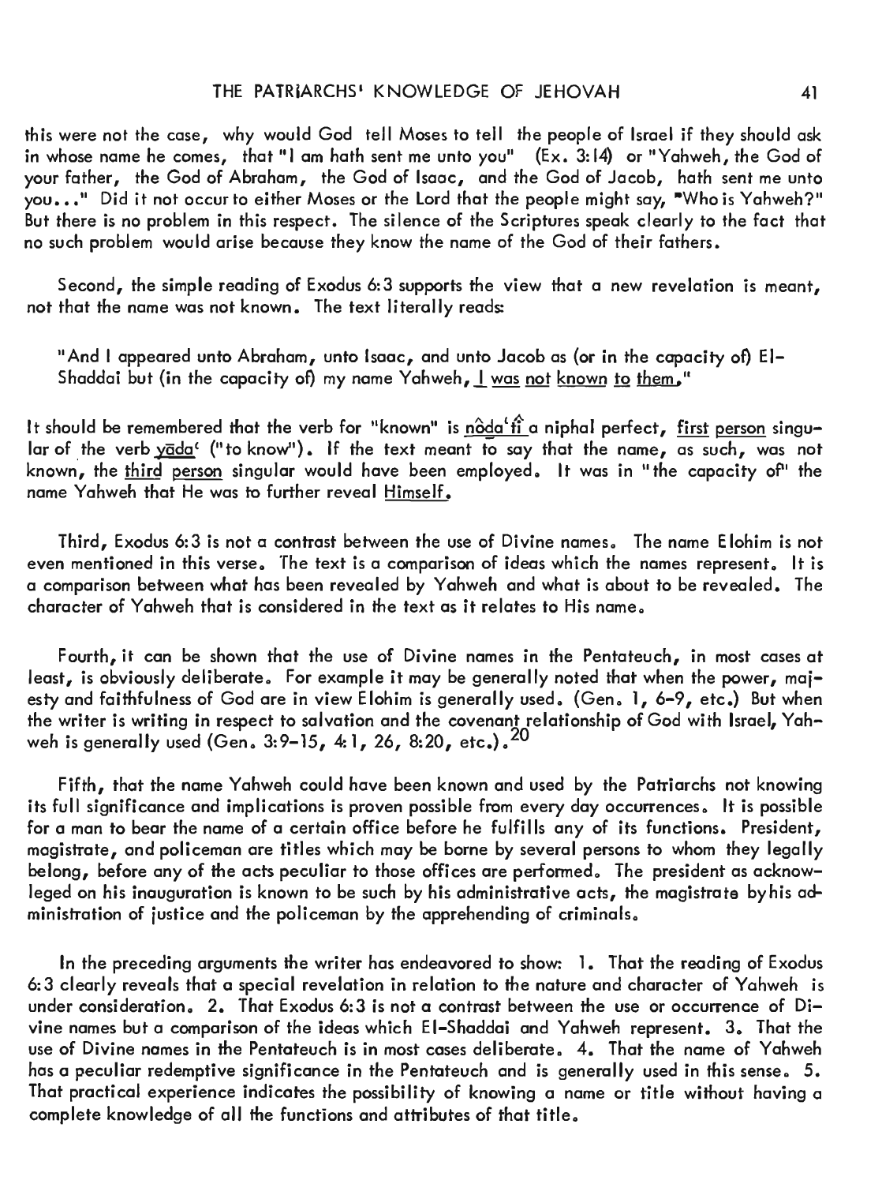this were not the case, why would God tell Moses to tell the people of Israel if they should ask in whose name he comes, that "I am hath sent me unto you" (Ex. 3:14) or "Yahweh, the God of your father, the God of Abraham, the God of Isaac, and the God of Jacob, hath sent me unto you..." Did it not occur to either Moses or the Lord that the people might say, "Who is Yahweh?" But there is no problem in this respect. The silence of the Scriptures speak clearly to the fact that no such problem would arise because they know the name of the God of their fathers.

Second, the simple reading of Exodus 6:3 supports the view that a new revelation is meant, not that the name was not known. The text literally reads:

> "And I appeared unto Abraham, unto Isaac, and unto Jacob as (or in the capacity of) El-Shaddai but (in the capacity of) my name Yahweh, <u>I was not known to them.</u>"

It should be remembered that the verb for "known" is <u>nôdaʿtî</u> a niphal perfect, <u>first person</u> singular of the verb <u>yādaʿ</u> ("to know"). If the text meant to say that the name, as such, was not known, the <u>third person</u> singular would have been employed. It was in "the capacity of" the name Yahweh that He was to further reveal <u>Himself.</u>

Third, Exodus 6:3 is not a contrast between the use of Divine names. The name Elohim is not even mentioned in this verse. The text is a comparison of ideas which the names represent. It is a comparison between what has been revealed by Yahweh and what is about to be revealed. The character of Yahweh that is considered in the text as it relates to His name.

Fourth, it can be shown that the use of Divine names in the Pentateuch, in most cases at least, is obviously deliberate. For example it may be generally noted that when the power, majesty and faithfulness of God are in view Elohim is generally used. (Gen. 1, 6-9, etc.) But when the writer is writing in respect to salvation and the covenant relationship of God with Israel, Yahweh is generally used (Gen. 3:9-15, 4:1, 26, 8:20, etc.).[20]

Fifth, that the name Yahweh could have been known and used by the Patriarchs not knowing its full significance and implications is proven possible from every day occurrences. It is possible for a man to bear the name of a certain office before he fulfills any of its functions. President, magistrate, and policeman are titles which may be borne by several persons to whom they legally belong, before any of the acts peculiar to those offices are performed. The president as acknowleged on his inauguration is known to be such by his administrative acts, the magistrate by his administration of justice and the policeman by the apprehending of criminals.

In the preceding arguments the writer has endeavored to show: 1. That the reading of Exodus 6:3 clearly reveals that a special revelation in relation to the nature and character of Yahweh is under consideration. 2. That Exodus 6:3 is not a contrast between the use or occurrence of Divine names but a comparison of the ideas which El-Shaddai and Yahweh represent. 3. That the use of Divine names in the Pentateuch is in most cases deliberate. 4. That the name of Yahweh has a peculiar redemptive significance in the Pentateuch and is generally used in this sense. 5. That practical experience indicates the possibility of knowing a name or title without having a complete knowledge of all the functions and attributes of that title.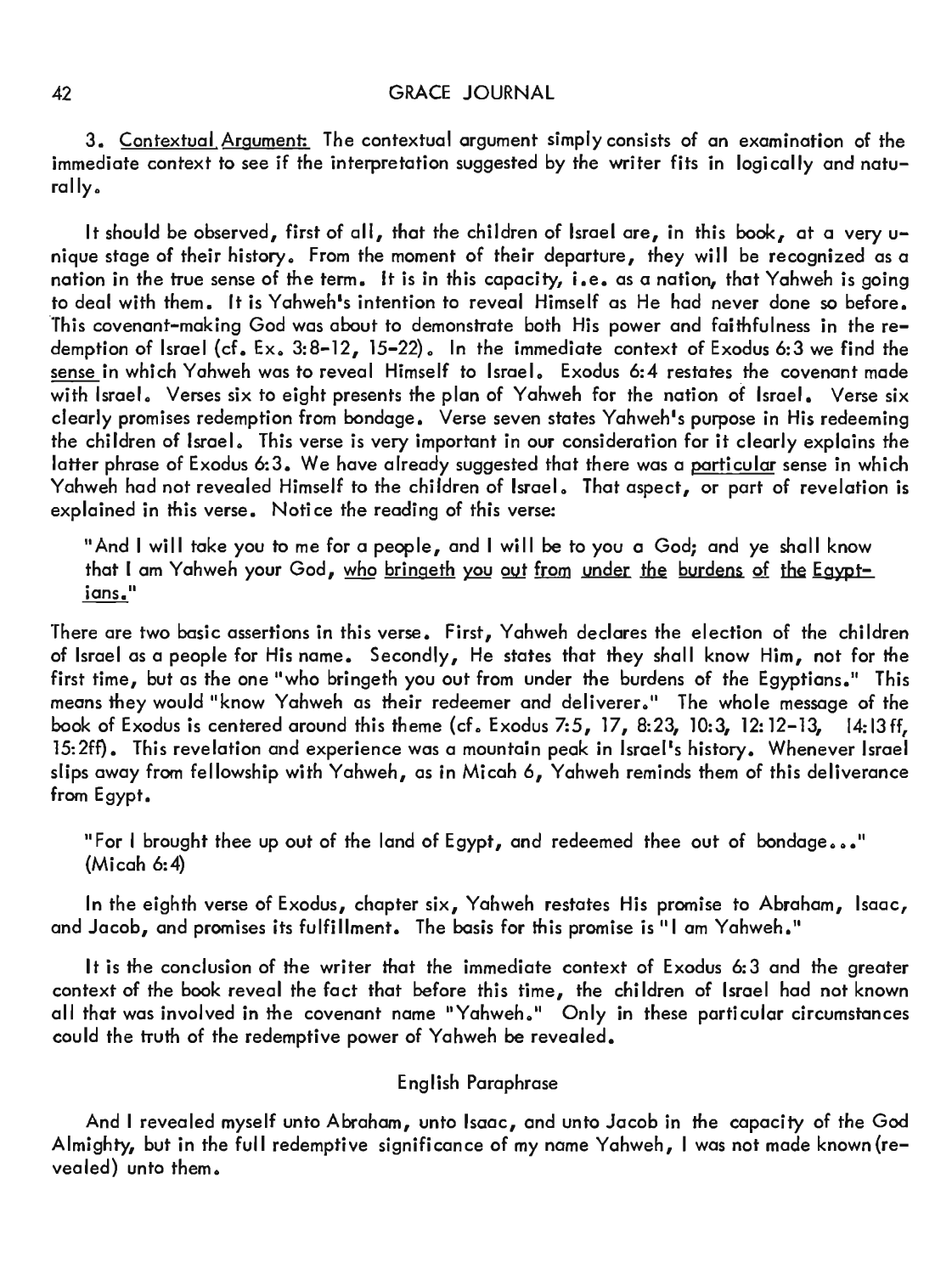3. <u>Contextual Argument</u>: The contextual argument simply consists of an examination of the immediate context to see if the interpretation suggested by the writer fits in logically and naturally.

It should be observed, first of all, that the children of Israel are, in this book, at a very unique stage of their history. From the moment of their departure, they will be recognized as a nation in the true sense of the term. It is in this capacity, i.e. as a nation, that Yahweh is going to deal with them. It is Yahweh's intention to reveal Himself as He had never done so before. This covenant-making God was about to demonstrate both His power and faithfulness in the redemption of Israel (cf. Ex. 3:8-12, 15-22). In the immediate context of Exodus 6:3 we find the <u>sense</u> in which Yahweh was to reveal Himself to Israel. Exodus 6:4 restates the covenant made with Israel. Verses six to eight presents the plan of Yahweh for the nation of Israel. Verse six clearly promises redemption from bondage. Verse seven states Yahweh's purpose in His redeeming the children of Israel. This verse is very important in our consideration for it clearly explains the latter phrase of Exodus 6:3. We have already suggested that there was a <u>particular</u> sense in which Yahweh had not revealed Himself to the children of Israel. That aspect, or part of revelation is explained in this verse. Notice the reading of this verse:

> "And I will take you to me for a people, and I will be to you a God; and ye shall know that I am Yahweh your God, <u>who bringeth you out from under the burdens of the Egyptians</u>."

There are two basic assertions in this verse. First, Yahweh declares the election of the children of Israel as a people for His name. Secondly, He states that they shall know Him, not for the first time, but as the one "who bringeth you out from under the burdens of the Egyptians." This means they would "know Yahweh as their redeemer and deliverer." The whole message of the book of Exodus is centered around this theme (cf. Exodus 7:5, 17, 8:23, 10:3, 12:12-13, 14:13ff, 15:2ff). This revelation and experience was a mountain peak in Israel's history. Whenever Israel slips away from fellowship with Yahweh, as in Micah 6, Yahweh reminds them of this deliverance from Egypt.

> "For I brought thee up out of the land of Egypt, and redeemed thee out of bondage..." (Micah 6:4)

In the eighth verse of Exodus, chapter six, Yahweh restates His promise to Abraham, Isaac, and Jacob, and promises its fulfillment. The basis for this promise is "I am Yahweh."

It is the conclusion of the writer that the immediate context of Exodus 6:3 and the greater context of the book reveal the fact that before this time, the children of Israel had not known all that was involved in the covenant name "Yahweh." Only in these particular circumstances could the truth of the redemptive power of Yahweh be revealed.

### English Paraphrase

And I revealed myself unto Abraham, unto Isaac, and unto Jacob in the capacity of the God Almighty, but in the full redemptive significance of my name Yahweh, I was not made known (revealed) unto them.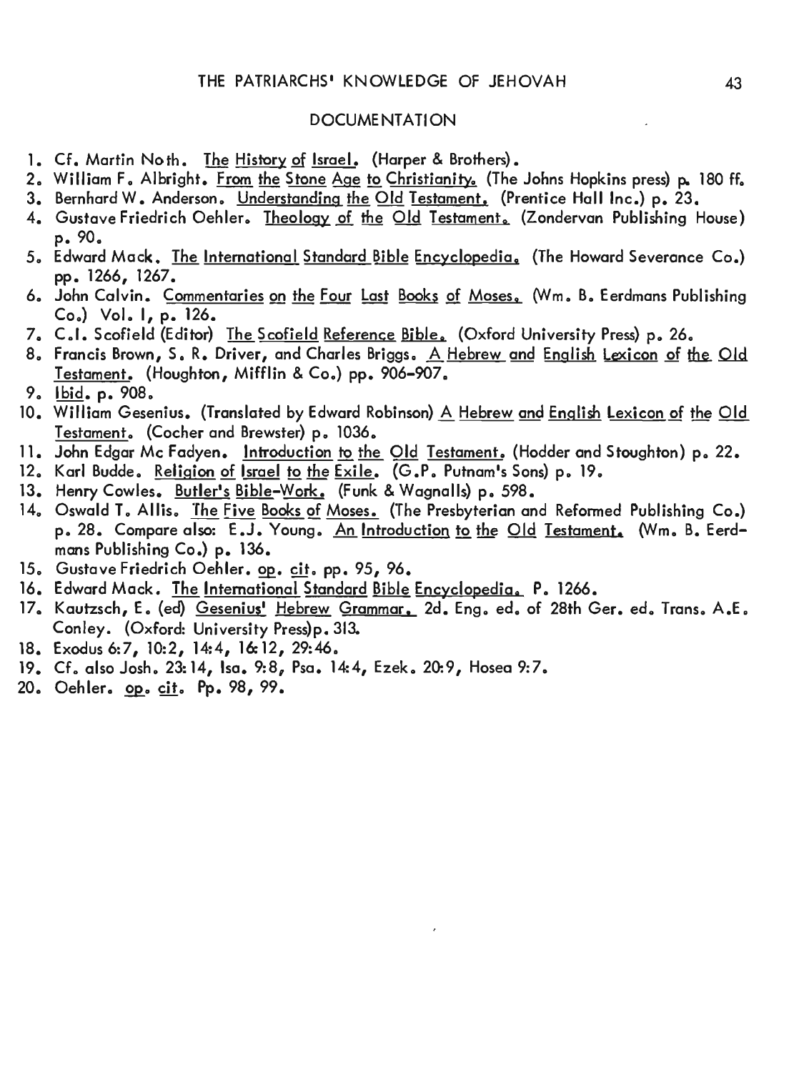## DOCUMENTATION

1. Cf. Martin Noth. The History of Israel. (Harper & Brothers).
2. William F. Albright. From the Stone Age to Christianity. (The Johns Hopkins press) p. 180 ff.
3. Bernhard W. Anderson. Understanding the Old Testament. (Prentice Hall Inc.) p. 23.
4. Gustave Friedrich Oehler. Theology of the Old Testament. (Zondervan Publishing House) p. 90.
5. Edward Mack. The International Standard Bible Encyclopedia. (The Howard Severance Co.) pp. 1266, 1267.
6. John Calvin. Commentaries on the Four Last Books of Moses. (Wm. B. Eerdmans Publishing Co.) Vol. I, p. 126.
7. C.I. Scofield (Editor) The Scofield Reference Bible. (Oxford University Press) p. 26.
8. Francis Brown, S. R. Driver, and Charles Briggs. A Hebrew and English Lexicon of the Old Testament. (Houghton, Mifflin & Co.) pp. 906-907.
9. Ibid. p. 908.
10. William Gesenius. (Translated by Edward Robinson) A Hebrew and English Lexicon of the Old Testament. (Cocher and Brewster) p. 1036.
11. John Edgar Mc Fadyen. Introduction to the Old Testament. (Hodder and Stoughton) p. 22.
12. Karl Budde. Religion of Israel to the Exile. (G.P. Putnam's Sons) p. 19.
13. Henry Cowles. Butler's Bible-Work. (Funk & Wagnalls) p. 598.
14. Oswald T. Allis. The Five Books of Moses. (The Presbyterian and Reformed Publishing Co.) p. 28. Compare also: E.J. Young. An Introduction to the Old Testament. (Wm. B. Eerdmans Publishing Co.) p. 136.
15. Gustave Friedrich Oehler. op. cit. pp. 95, 96.
16. Edward Mack. The International Standard Bible Encyclopedia. P. 1266.
17. Kautzsch, E. (ed) Gesenius' Hebrew Grammar. 2d. Eng. ed. of 28th Ger. ed. Trans. A.E. Conley. (Oxford: University Press)p. 313.
18. Exodus 6:7, 10:2, 14:4, 16:12, 29:46.
19. Cf. also Josh. 23:14, Isa. 9:8, Psa. 14:4, Ezek. 20:9, Hosea 9:7.
20. Oehler. op. cit. Pp. 98, 99.